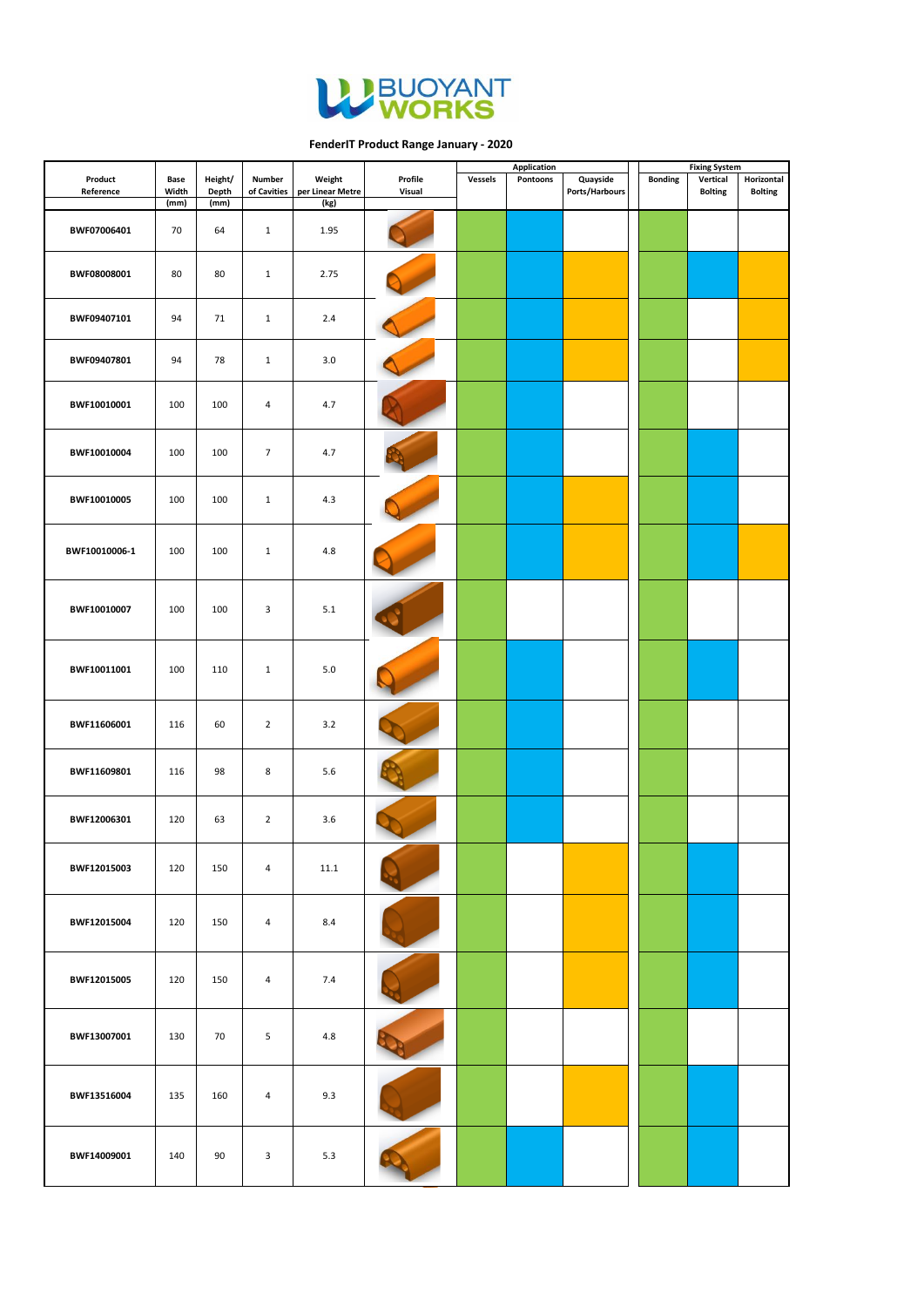BUOYANT WORKS

**FenderIT Product Range January - 2020**

Note: ✓ marks a shaded cell in the Application and Fixing System columns. The original table indicates these with coloured cells and no text.

| Product Reference | Base Width (mm) | Height/ Depth (mm) | Number of Cavities | Weight per Linear Metre (kg) | Profile Visual | Application | | | Fixing System | | |
|---|---|---|---|---|---|---|---|---|---|---|---|
| | | | | | | Vessels | Pontoons | Quayside Ports/Harbours | Bonding | Vertical Bolting | Horizontal Bolting |
| BWF07006401 | 70 | 64 | 1 | 1.95 | | ✓ | ✓ | | ✓ | | |
| BWF08008001 | 80 | 80 | 1 | 2.75 | | ✓ | ✓ | ✓ | ✓ | ✓ | ✓ |
| BWF09407101 | 94 | 71 | 1 | 2.4 | | ✓ | ✓ | ✓ | ✓ | | ✓ |
| BWF09407801 | 94 | 78 | 1 | 3.0 | | ✓ | ✓ | ✓ | ✓ | | ✓ |
| BWF10010001 | 100 | 100 | 4 | 4.7 | | ✓ | ✓ | | ✓ | | |
| BWF10010004 | 100 | 100 | 7 | 4.7 | | ✓ | ✓ | | ✓ | ✓ | |
| BWF10010005 | 100 | 100 | 1 | 4.3 | | ✓ | ✓ | ✓ | ✓ | ✓ | |
| BWF10010006-1 | 100 | 100 | 1 | 4.8 | | ✓ | ✓ | ✓ | ✓ | ✓ | ✓ |
| BWF10010007 | 100 | 100 | 3 | 5.1 | | ✓ | | | ✓ | | |
| BWF10011001 | 100 | 110 | 1 | 5.0 | | ✓ | ✓ | | ✓ | ✓ | |
| BWF11606001 | 116 | 60 | 2 | 3.2 | | ✓ | ✓ | | ✓ | | |
| BWF11609801 | 116 | 98 | 8 | 5.6 | | ✓ | ✓ | | ✓ | | |
| BWF12006301 | 120 | 63 | 2 | 3.6 | | ✓ | ✓ | | ✓ | | |
| BWF12015003 | 120 | 150 | 4 | 11.1 | | ✓ | | ✓ | ✓ | ✓ | |
| BWF12015004 | 120 | 150 | 4 | 8.4 | | ✓ | | ✓ | ✓ | ✓ | |
| BWF12015005 | 120 | 150 | 4 | 7.4 | | ✓ | | ✓ | ✓ | ✓ | |
| BWF13007001 | 130 | 70 | 5 | 4.8 | | ✓ | | | ✓ | | |
| BWF13516004 | 135 | 160 | 4 | 9.3 | | ✓ | | ✓ | ✓ | ✓ | |
| BWF14009001 | 140 | 90 | 3 | 5.3 | | ✓ | ✓ | | ✓ | ✓ | |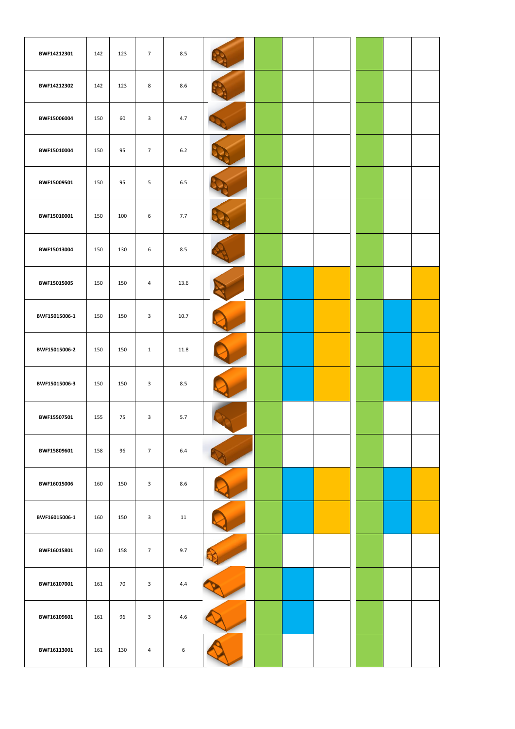| | | | | | | | | | | | |
|---|---|---|---|---|---|---|---|---|---|---|---|
| BWF14212301 | 142 | 123 | 7 | 8.5 | | | | | | | |
| BWF14212302 | 142 | 123 | 8 | 8.6 | | | | | | | |
| BWF15006004 | 150 | 60 | 3 | 4.7 | | | | | | | |
| BWF15010004 | 150 | 95 | 7 | 6.2 | | | | | | | |
| BWF15009501 | 150 | 95 | 5 | 6.5 | | | | | | | |
| BWF15010001 | 150 | 100 | 6 | 7.7 | | | | | | | |
| BWF15013004 | 150 | 130 | 6 | 8.5 | | | | | | | |
| BWF15015005 | 150 | 150 | 4 | 13.6 | | | | | | | |
| BWF15015006-1 | 150 | 150 | 3 | 10.7 | | | | | | | |
| BWF15015006-2 | 150 | 150 | 1 | 11.8 | | | | | | | |
| BWF15015006-3 | 150 | 150 | 3 | 8.5 | | | | | | | |
| BWF15507501 | 155 | 75 | 3 | 5.7 | | | | | | | |
| BWF15809601 | 158 | 96 | 7 | 6.4 | | | | | | | |
| BWF16015006 | 160 | 150 | 3 | 8.6 | | | | | | | |
| BWF16015006-1 | 160 | 150 | 3 | 11 | | | | | | | |
| BWF16015801 | 160 | 158 | 7 | 9.7 | | | | | | | |
| BWF16107001 | 161 | 70 | 3 | 4.4 | | | | | | | |
| BWF16109601 | 161 | 96 | 3 | 4.6 | | | | | | | |
| BWF16113001 | 161 | 130 | 4 | 6 | | | | | | | |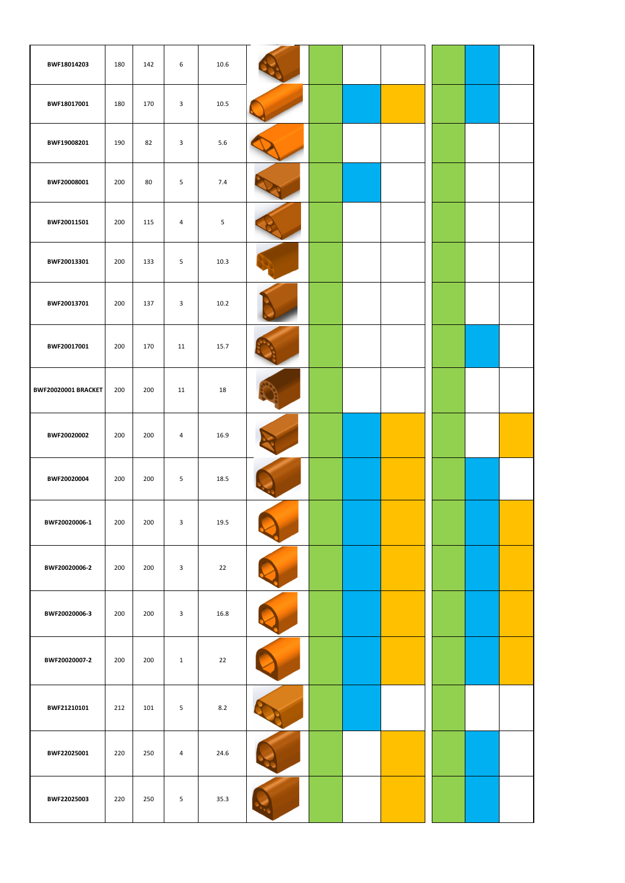| | | | | | | | | | | | |
|---|---|---|---|---|---|---|---|---|---|---|---|
| BWF18014203 | 180 | 142 | 6 | 10.6 | | | | | | | |
| BWF18017001 | 180 | 170 | 3 | 10.5 | | | | | | | |
| BWF19008201 | 190 | 82 | 3 | 5.6 | | | | | | | |
| BWF20008001 | 200 | 80 | 5 | 7.4 | | | | | | | |
| BWF20011501 | 200 | 115 | 4 | 5 | | | | | | | |
| BWF20013301 | 200 | 133 | 5 | 10.3 | | | | | | | |
| BWF20013701 | 200 | 137 | 3 | 10.2 | | | | | | | |
| BWF20017001 | 200 | 170 | 11 | 15.7 | | | | | | | |
| BWF20020001 BRACKET | 200 | 200 | 11 | 18 | | | | | | | |
| BWF20020002 | 200 | 200 | 4 | 16.9 | | | | | | | |
| BWF20020004 | 200 | 200 | 5 | 18.5 | | | | | | | |
| BWF20020006-1 | 200 | 200 | 3 | 19.5 | | | | | | | |
| BWF20020006-2 | 200 | 200 | 3 | 22 | | | | | | | |
| BWF20020006-3 | 200 | 200 | 3 | 16.8 | | | | | | | |
| BWF20020007-2 | 200 | 200 | 1 | 22 | | | | | | | |
| BWF21210101 | 212 | 101 | 5 | 8.2 | | | | | | | |
| BWF22025001 | 220 | 250 | 4 | 24.6 | | | | | | | |
| BWF22025003 | 220 | 250 | 5 | 35.3 | | | | | | | |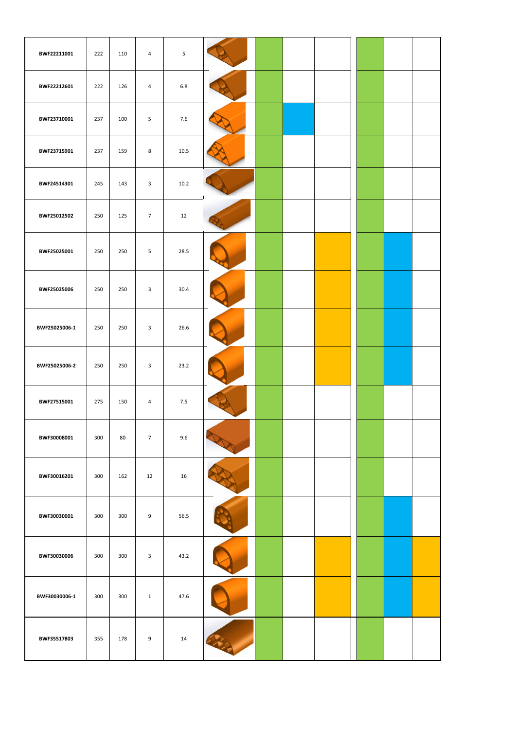| | | | | | | | | | | | |
|---|---|---|---|---|---|---|---|---|---|---|---|
| BWF22211001 | 222 | 110 | 4 | 5 | | | | | | | |
| BWF22212601 | 222 | 126 | 4 | 6.8 | | | | | | | |
| BWF23710001 | 237 | 100 | 5 | 7.6 | | | | | | | |
| BWF23715901 | 237 | 159 | 8 | 10.5 | | | | | | | |
| BWF24514301 | 245 | 143 | 3 | 10.2 | | | | | | | |
| BWF25012502 | 250 | 125 | 7 | 12 | | | | | | | |
| BWF25025001 | 250 | 250 | 5 | 28.5 | | | | | | | |
| BWF25025006 | 250 | 250 | 3 | 30.4 | | | | | | | |
| BWF25025006-1 | 250 | 250 | 3 | 26.6 | | | | | | | |
| BWF25025006-2 | 250 | 250 | 3 | 23.2 | | | | | | | |
| BWF27515001 | 275 | 150 | 4 | 7.5 | | | | | | | |
| BWF30008001 | 300 | 80 | 7 | 9.6 | | | | | | | |
| BWF30016201 | 300 | 162 | 12 | 16 | | | | | | | |
| BWF30030001 | 300 | 300 | 9 | 56.5 | | | | | | | |
| BWF30030006 | 300 | 300 | 3 | 43.2 | | | | | | | |
| BWF30030006-1 | 300 | 300 | 1 | 47.6 | | | | | | | |
| BWF35517803 | 355 | 178 | 9 | 14 | | | | | | | |